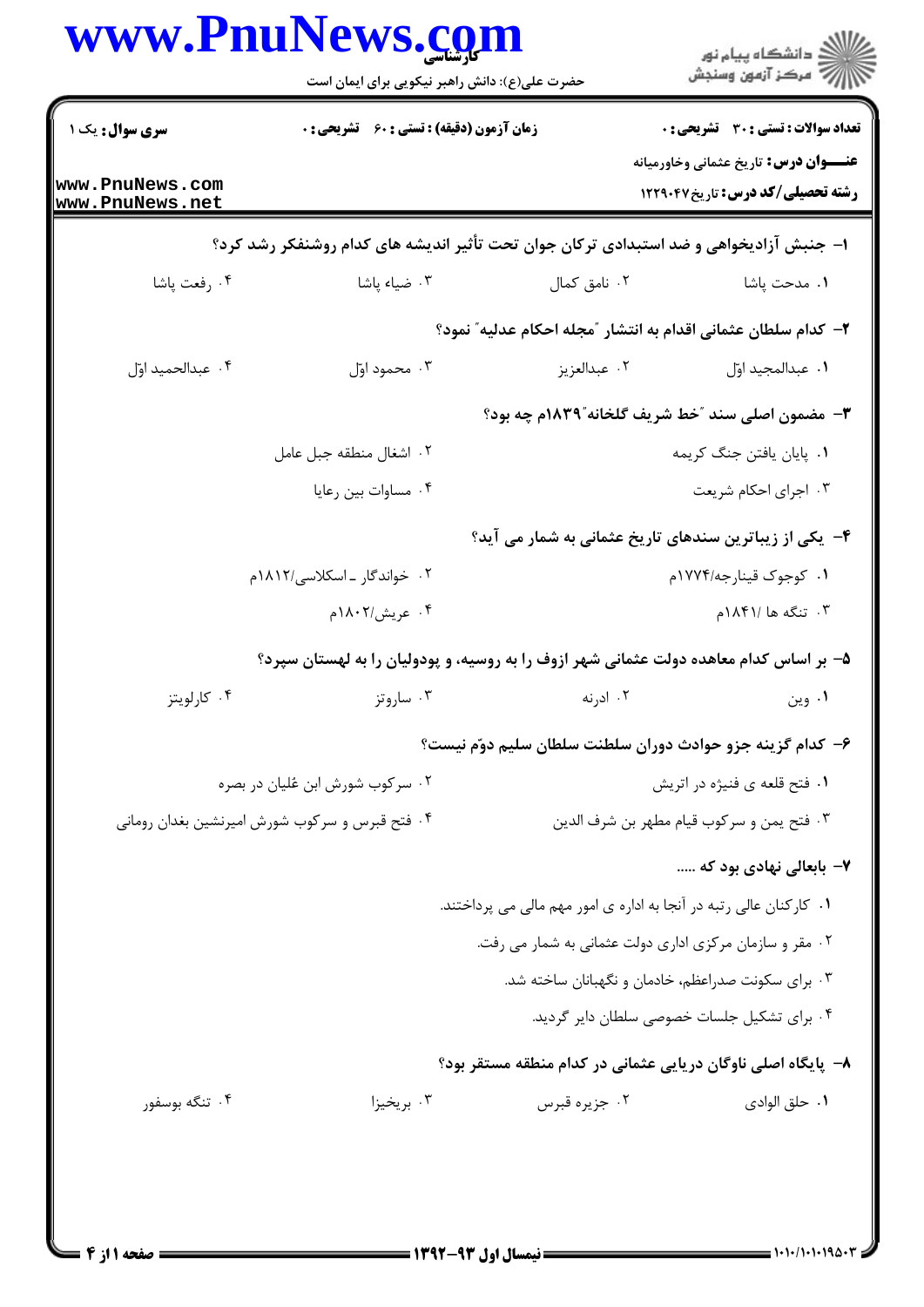**سری سوال:** یک ۱

**زمان آزمون (دقیقه) : تستی : ۶۰ تشریحی : ۰**

**تعداد سوالات : تستی : ۳۰ تشریحی : ۰**

**عنـــوان درس:** تاریخ عثمانی وخاورمیانه

**رشته تحصیلی/کد درس:** تاریخ۱۲۲۹۰۴۷

**۱- جنبش آزادیخواهی و ضد استبدادی ترکان جوان تحت تأثیر اندیشه های کدام روشنفکر رشد کرد؟**

۱. مدحت پاشا
۲. نامق کمال
۳. ضیاء پاشا
۴. رفعت پاشا

**۲- کدام سلطان عثمانی اقدام به انتشار "مجله احکام عدلیه" نمود؟**

۱. عبدالمجید اوّل
۲. عبدالعزیز
۳. محمود اوّل
۴. عبدالحمید اوّل

**۳- مضمون اصلی سند "خط شریف گلخانه"۱۸۳۹م چه بود؟**

۱. پایان یافتن جنگ کریمه
۲. اشغال منطقه جبل عامل
۳. اجرای احکام شریعت
۴. مساوات بین رعایا

**۴- یکی از زیباترین سندهای تاریخ عثمانی به شمار می آید؟**

۱. کوچوک قینارجه/۱۷۷۴م
۲. خواندگار ـ اسکلاسی/۱۸۱۲م
۳. تنگه ها /۱۸۴۱م
۴. عریش/۱۸۰۲م

**۵- بر اساس کدام معاهده دولت عثمانی شهر ازوف را به روسیه، و پودولیان را به لهستان سپرد؟**

۱. وین
۲. ادرنه
۳. ساروتز
۴. کارلویتز

**۶- کدام گزینه جزو حوادث دوران سلطنت سلطان سلیم دوّم نیست؟**

۱. فتح قلعه ی فنیژه در اتریش
۲. سرکوب شورش ابن عُلیان در بصره
۳. فتح یمن و سرکوب قیام مطهر بن شرف الدین
۴. فتح قبرس و سرکوب شورش امیرنشین بغدان رومانی

**۷- بابعالی نهادی بود که .....**

۱. کارکنان عالی رتبه در آنجا به اداره ی امور مهم مالی می پرداختند.
۲. مقر و سازمان مرکزی اداری دولت عثمانی به شمار می رفت.
۳. برای سکونت صدراعظم، خادمان و نگهبانان ساخته شد.
۴. برای تشکیل جلسات خصوصی سلطان دایر گردید.

**۸- پایگاه اصلی ناوگان دریایی عثمانی در کدام منطقه مستقر بود؟**

۱. حلق الوادی
۲. جزیره قبرس
۳. بریخیزا
۴. تنگه بوسفور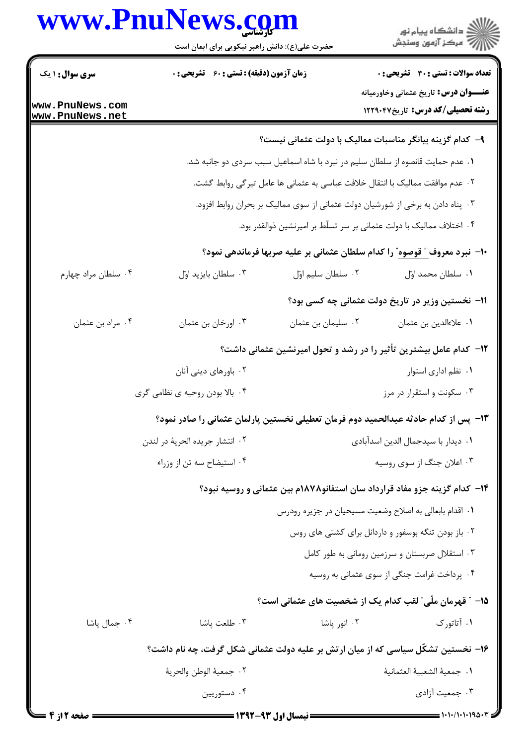**۹- کدام گزینه بیانگر مناسبات ممالیک با دولت عثمانی نیست؟**

۱. عدم حمایت قانصوه از سلطان سلیم در نبرد با شاه اسماعیل سبب سردی دو جانبه شد.

۲. عدم موافقت ممالیک با انتقال خلافت عباسی به عثمانی ها عامل تیرگی روابط گشت.

۳. پناه دادن به برخی از شورشیان دولت عثمانی از سوی ممالیک بر بحران روابط افزود.

۴. اختلاف ممالیک با دولت عثمانی بر سر تسلّط بر امیرنشین ذوالقدر بود.

**۱۰- نبرد معروف " قوصوه" را کدام سلطان عثمانی بر علیه صربها فرماندهی نمود؟**

۱. سلطان محمد اوّل ۲. سلطان سلیم اوّل ۳. سلطان بایزید اوّل ۴. سلطان مراد چهارم

**۱۱- نخستین وزیر در تاریخ دولت عثمانی چه کسی بود؟**

۱. علاءالدین بن عثمان ۲. سلیمان بن عثمان ۳. اورخان بن عثمان ۴. مراد بن عثمان

**۱۲- کدام عامل بیشترین تأثیر را در رشد و تحول امیرنشین عثمانی داشت؟**

۱. نظم اداری استوار ۲. باورهای دینی آنان

۳. سکونت و استقرار در مرز ۴. بالا بودن روحیه ی نظامی گری

**۱۳- پس از کدام حادثه عبدالحمید دوم فرمان تعطیلی نخستین پارلمان عثمانی را صادر نمود؟**

۱. دیدار با سیدجمال الدین اسدآبادی ۲. انتشار جریده الحریهٔ در لندن

۳. اعلان جنگ از سوی روسیه ۴. استیضاح سه تن از وزراء

**۱۴- کدام گزینه جزو مفاد قرارداد سان استفانو۱۸۷۸م بین عثمانی و روسیه نبود؟**

۱. اقدام بابعالی به اصلاح وضعیت مسیحیان در جزیره رودرس

۲. باز بودن تنگه بوسفور و داردانل برای کشتی های روس

۳. استقلال صربستان و سرزمین رومانی به طور کامل

۴. پرداخت غرامت جنگی از سوی عثمانی به روسیه

**۱۵- " قهرمان ملّی" لقب کدام یک از شخصیت های عثمانی است؟**

۱. آتاتورک ۲. انور پاشا ۳. طلعت پاشا ۴. جمال پاشا

**۱۶- نخستین تشکّل سیاسی که از میان ارتش بر علیه دولت عثمانی شکل گرفت، چه نام داشت؟**

۱. جمعیهٔ الشعبیهٔ العثمانیهٔ ۲. جمعیهٔ الوطن والحریهٔ

۳. جمعیت آزادی ۴. دستوریین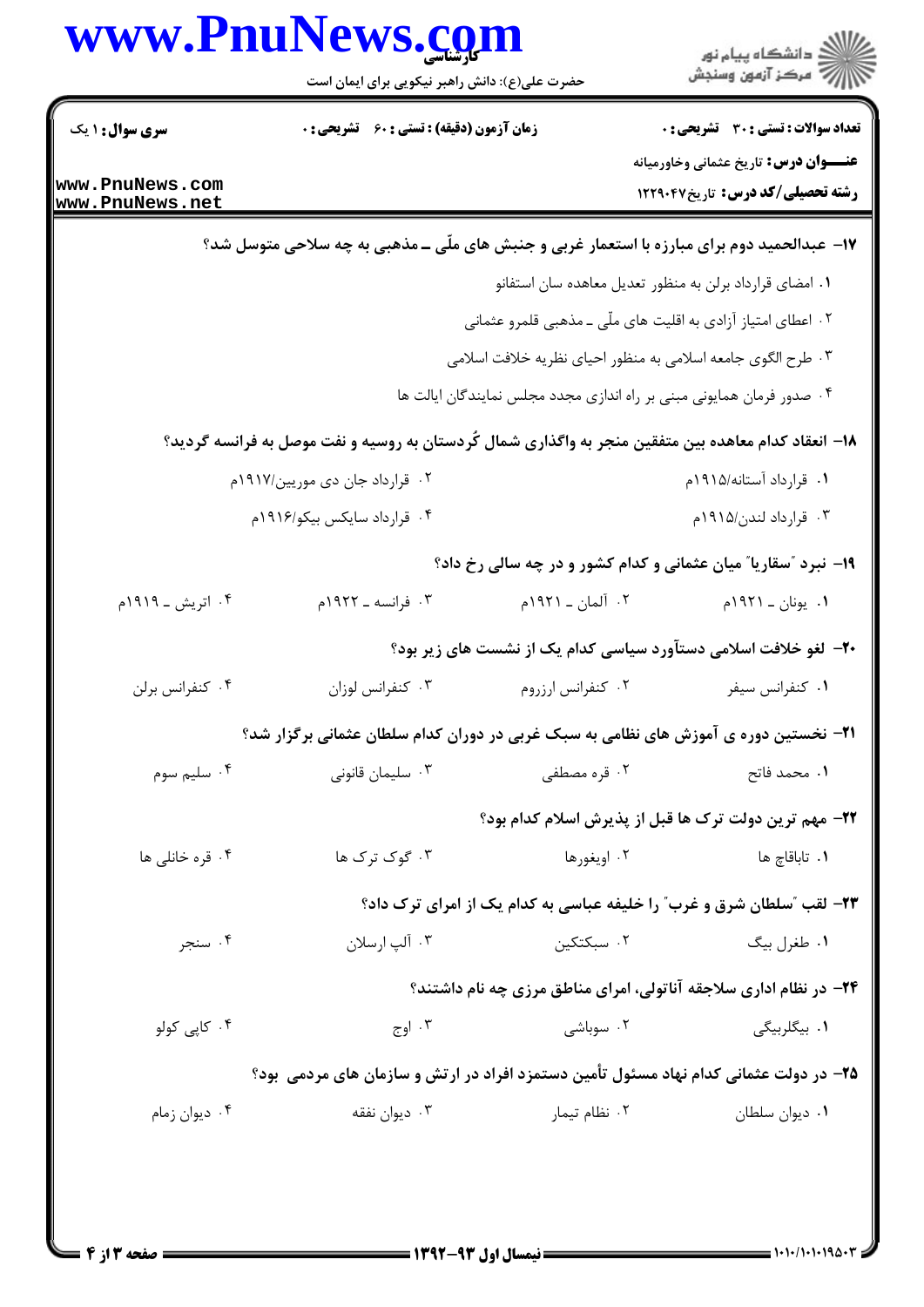**سری سوال:** ۱ یک | **زمان آزمون (دقیقه) : تستی :** ۶۰ **تشریحی :** ۰ | **تعداد سوالات : تستی :** ۳۰ **تشریحی :** ۰

**عنـــوان درس:** تاریخ عثمانی وخاورمیانه

**رشته تحصیلی/کد درس:** تاریخ۱۲۲۹۰۴۷

**۱۷- عبدالحمید دوم برای مبارزه با استعمار غربی و جنبش های ملّی ـ مذهبی به چه سلاحی متوسل شد؟**

۱. امضای قرارداد برلن به منظور تعدیل معاهده سان استفانو

۲. اعطای امتیاز آزادی به اقلیت های ملّی ـ مذهبی قلمرو عثمانی

۳. طرح الگوی جامعه اسلامی به منظور احیای نظریه خلافت اسلامی

۴. صدور فرمان همایونی مبنی بر راه اندازی مجدد مجلس نمایندگان ایالت ها

**۱۸- انعقاد کدام معاهده بین متفقین منجر به واگذاری شمال کُردستان به روسیه و نفت موصل به فرانسه گردید؟**

۱. قرارداد آستانه/۱۹۱۵م

۲. قرارداد جان دی موریین/۱۹۱۷م

۳. قرارداد لندن/۱۹۱۵م

۴. قرارداد سایکس بیکو/۱۹۱۶م

**۱۹- نبرد "سقاریا" میان عثمانی و کدام کشور و در چه سالی رخ داد؟**

۱. یونان ـ ۱۹۲۱م

۲. آلمان ـ ۱۹۲۱م

۳. فرانسه ـ ۱۹۲۲م

۴. اتریش ـ ۱۹۱۹م

**۲۰- لغو خلافت اسلامی دستآورد سیاسی کدام یک از نشست های زیر بود؟**

۱. کنفرانس سیفر

۲. کنفرانس ارزروم

۳. کنفرانس لوزان

۴. کنفرانس برلن

**۲۱- نخستین دوره ی آموزش های نظامی به سبک غربی در دوران کدام سلطان عثمانی برگزار شد؟**

۱. محمد فاتح

۲. قره مصطفی

۳. سلیمان قانونی

۴. سلیم سوم

**۲۲- مهم ترین دولت ترک ها قبل از پذیرش اسلام کدام بود؟**

۱. تاباقاچ ها

۲. اویغورها

۳. گوک ترک ها

۴. قره خانلی ها

**۲۳- لقب "سلطان شرق و غرب" را خلیفه عباسی به کدام یک از امرای ترک داد؟**

۱. طغرل بیگ

۲. سبکتکین

۳. آلپ ارسلان

۴. سنجر

**۲۴- در نظام اداری سلاجقه آناتولی، امرای مناطق مرزی چه نام داشتند؟**

۱. بیگلربیگی

۲. سوباشی

۳. اوج

۴. کاپی کولو

**۲۵- در دولت عثمانی کدام نهاد مسئول تأمین دستمزد افراد در ارتش و سازمان های مردمی بود؟**

۱. دیوان سلطان

۲. نظام تیمار

۳. دیوان نفقه

۴. دیوان زمام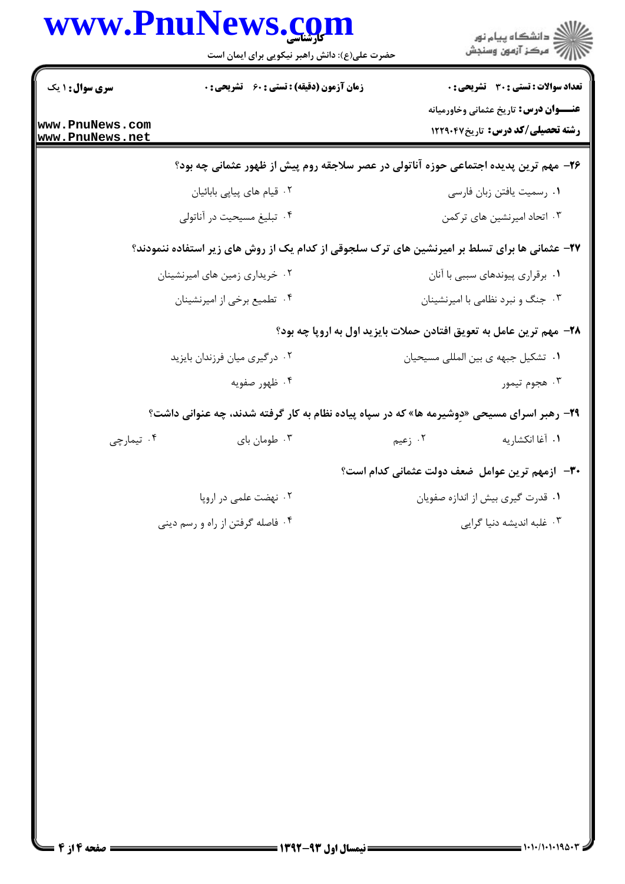**سری سوال:** ۱ یک

**زمان آزمون (دقیقه) : تستی : ۶۰ تشریحی : ۰**

**تعداد سوالات : تستی : ۳۰ تشریحی : ۰**

**عنـــوان درس:** تاریخ عثمانی وخاورمیانه

**رشته تحصیلی/کد درس:** تاریخ۱۲۲۹۰۴۷

**۲۶- مهم ترین پدیده اجتماعی حوزه آناتولی در عصر سلاجقه روم پیش از ظهور عثمانی چه بود؟**

۱. رسمیت یافتن زبان فارسی

۲. قیام های پیاپی بابائیان

۳. اتحاد امیرنشین های ترکمن

۴. تبلیغ مسیحیت در آناتولی

**۲۷- عثمانی ها برای تسلط بر امیرنشین های ترک سلجوقی از کدام یک از روش های زیر استفاده ننمودند؟**

۱. برقراری پیوندهای سببی با آنان

۲. خریداری زمین های امیرنشینان

۳. جنگ و نبرد نظامی با امیرنشینان

۴. تطمیع برخی از امیرنشینان

**۲۸- مهم ترین عامل به تعویق افتادن حملات بایزید اول به اروپا چه بود؟**

۱. تشکیل جبهه ی بین المللی مسیحیان

۲. درگیری میان فرزندان بایزید

۳. هجوم تیمور

۴. ظهور صفویه

**۲۹- رهبر اسرای مسیحی «دِوشیرمه ها» که در سپاه پیاده نظام به کار گرفته شدند، چه عنوانی داشت؟**

۱. آغا انکشاریه

۲. زعیم

۳. طومان بای

۴. تیمارچی

**۳۰- ازمهم ترین عوامل ضعف دولت عثمانی کدام است؟**

۱. قدرت گیری بیش از اندازه صفویان

۲. نهضت علمی در اروپا

۳. غلبه اندیشه دنیا گرایی

۴. فاصله گرفتن از راه و رسم دینی